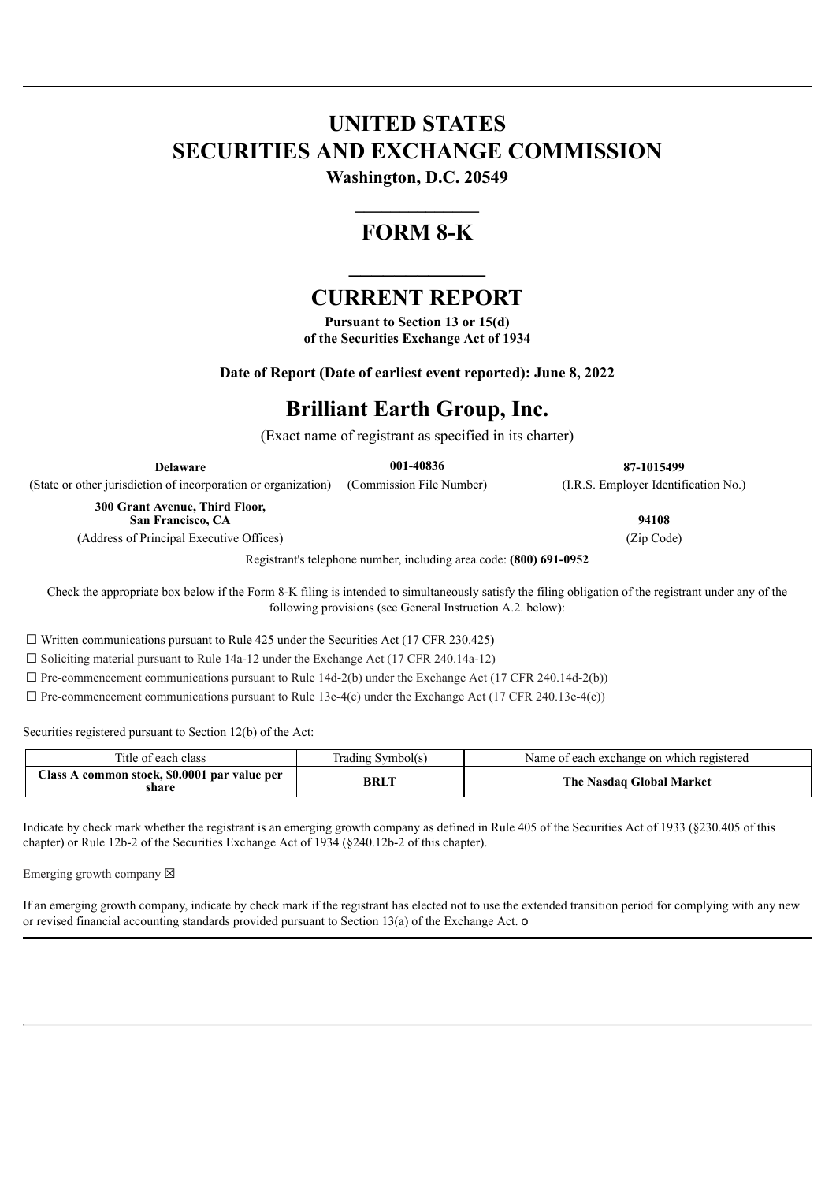# UNITED STATES
# SECURITIES AND EXCHANGE COMMISSION

**Washington, D.C. 20549**

---

# FORM 8-K

---

# CURRENT REPORT

**Pursuant to Section 13 or 15(d)**
**of the Securities Exchange Act of 1934**

**Date of Report (Date of earliest event reported): June 8, 2022**

# Brilliant Earth Group, Inc.

(Exact name of registrant as specified in its charter)

| **Delaware** | **001-40836** | **87-1015499** |
|---|---|---|
| (State or other jurisdiction of incorporation or organization) | (Commission File Number) | (I.R.S. Employer Identification No.) |

| **300 Grant Avenue, Third Floor, San Francisco, CA** | **94108** |
|---|---|
| (Address of Principal Executive Offices) | (Zip Code) |

Registrant's telephone number, including area code: **(800) 691-0952**

Check the appropriate box below if the Form 8-K filing is intended to simultaneously satisfy the filing obligation of the registrant under any of the following provisions (see General Instruction A.2. below):

☐ Written communications pursuant to Rule 425 under the Securities Act (17 CFR 230.425)

☐ Soliciting material pursuant to Rule 14a-12 under the Exchange Act (17 CFR 240.14a-12)

☐ Pre-commencement communications pursuant to Rule 14d-2(b) under the Exchange Act (17 CFR 240.14d-2(b))

☐ Pre-commencement communications pursuant to Rule 13e-4(c) under the Exchange Act (17 CFR 240.13e-4(c))

Securities registered pursuant to Section 12(b) of the Act:

| Title of each class | Trading Symbol(s) | Name of each exchange on which registered |
|---|---|---|
| **Class A common stock, $0.0001 par value per share** | **BRLT** | **The Nasdaq Global Market** |

Indicate by check mark whether the registrant is an emerging growth company as defined in Rule 405 of the Securities Act of 1933 (§230.405 of this chapter) or Rule 12b-2 of the Securities Exchange Act of 1934 (§240.12b-2 of this chapter).

Emerging growth company ☒

If an emerging growth company, indicate by check mark if the registrant has elected not to use the extended transition period for complying with any new or revised financial accounting standards provided pursuant to Section 13(a) of the Exchange Act. o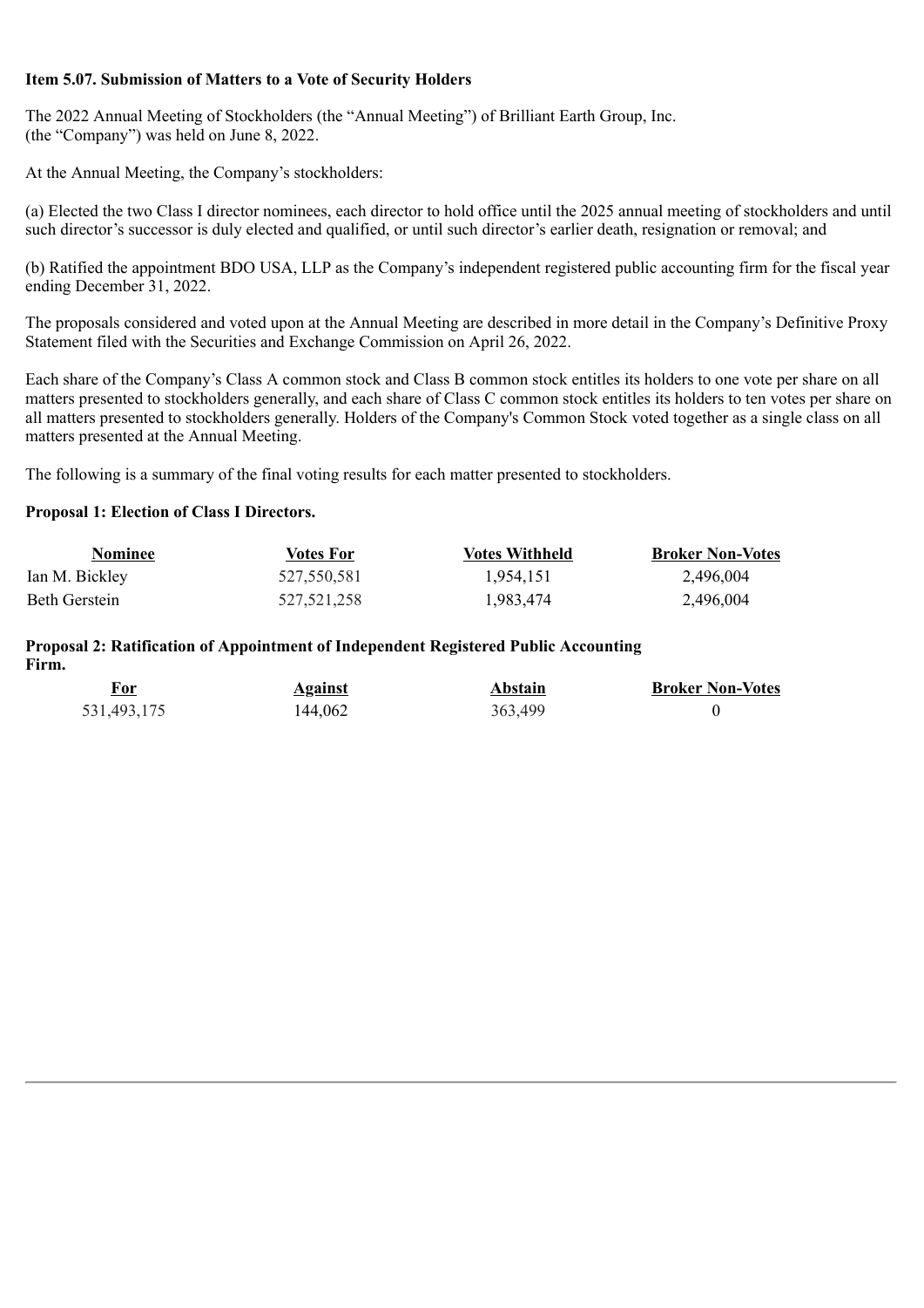**Item 5.07. Submission of Matters to a Vote of Security Holders**

The 2022 Annual Meeting of Stockholders (the "Annual Meeting") of Brilliant Earth Group, Inc. (the "Company") was held on June 8, 2022.

At the Annual Meeting, the Company's stockholders:

(a) Elected the two Class I director nominees, each director to hold office until the 2025 annual meeting of stockholders and until such director's successor is duly elected and qualified, or until such director's earlier death, resignation or removal; and

(b) Ratified the appointment BDO USA, LLP as the Company's independent registered public accounting firm for the fiscal year ending December 31, 2022.

The proposals considered and voted upon at the Annual Meeting are described in more detail in the Company's Definitive Proxy Statement filed with the Securities and Exchange Commission on April 26, 2022.

Each share of the Company's Class A common stock and Class B common stock entitles its holders to one vote per share on all matters presented to stockholders generally, and each share of Class C common stock entitles its holders to ten votes per share on all matters presented to stockholders generally. Holders of the Company's Common Stock voted together as a single class on all matters presented at the Annual Meeting.

The following is a summary of the final voting results for each matter presented to stockholders.

**Proposal 1: Election of Class I Directors.**

| Nominee | Votes For | Votes Withheld | Broker Non-Votes |
| --- | --- | --- | --- |
| Ian M. Bickley | 527,550,581 | 1,954,151 | 2,496,004 |
| Beth Gerstein | 527,521,258 | 1,983,474 | 2,496,004 |

**Proposal 2: Ratification of Appointment of Independent Registered Public Accounting Firm.**

| For | Against | Abstain | Broker Non-Votes |
| --- | --- | --- | --- |
| 531,493,175 | 144,062 | 363,499 | 0 |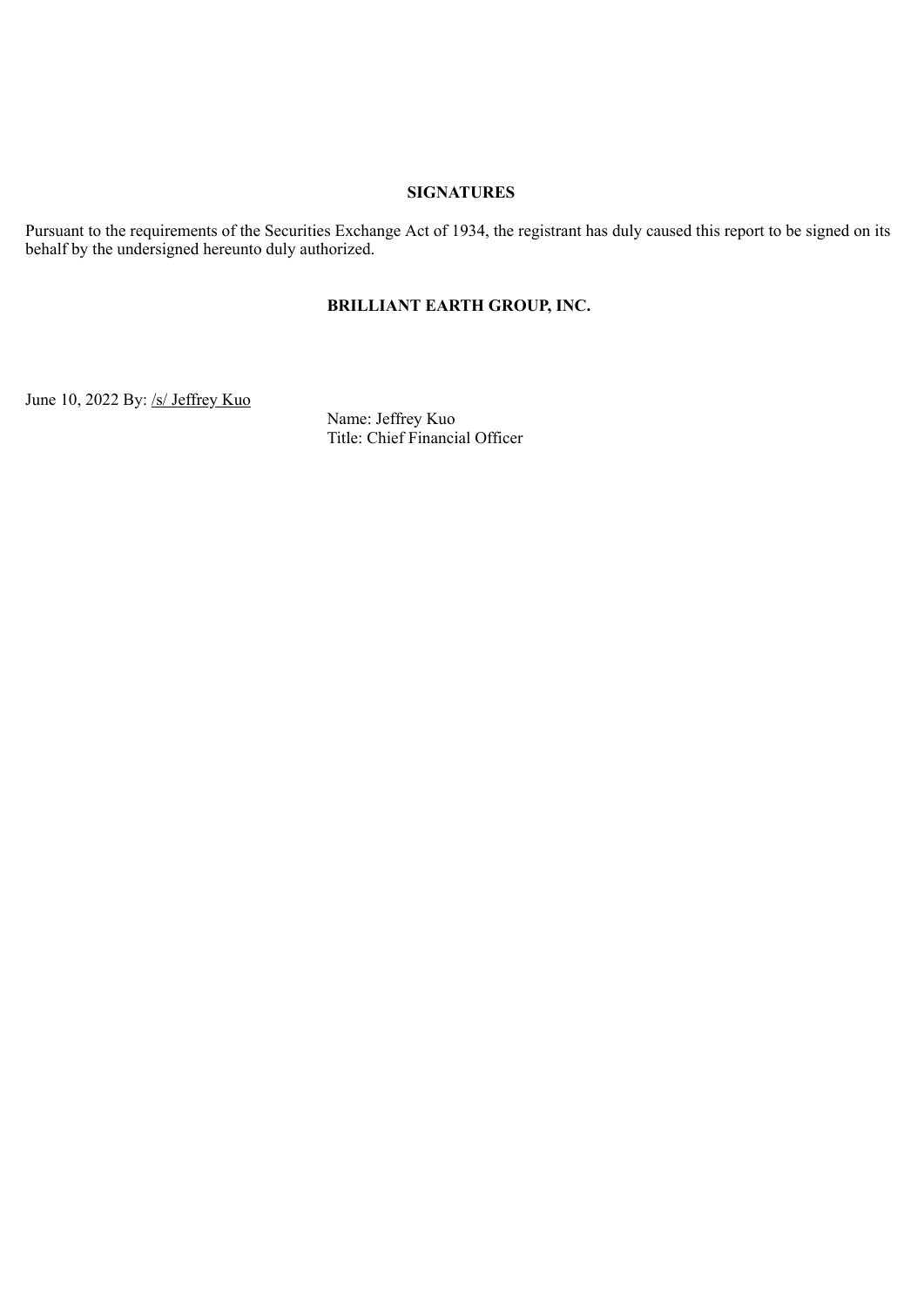**SIGNATURES**

Pursuant to the requirements of the Securities Exchange Act of 1934, the registrant has duly caused this report to be signed on its behalf by the undersigned hereunto duly authorized.

**BRILLIANT EARTH GROUP, INC.**

June 10, 2022 By: /s/ Jeffrey Kuo

Name: Jeffrey Kuo
Title: Chief Financial Officer